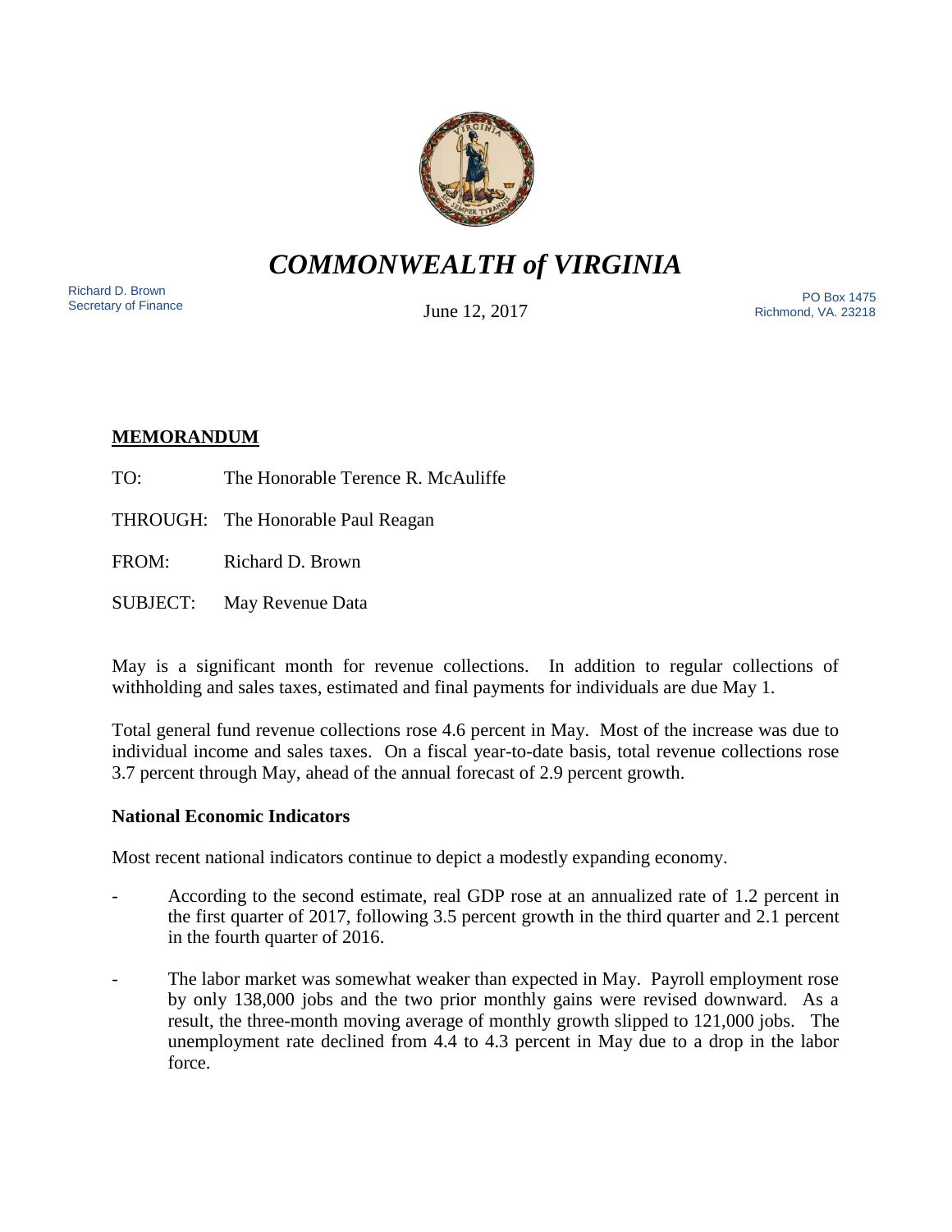# *COMMONWEALTH of VIRGINIA*

Richard D. Brown
Secretary of Finance

June 12, 2017

PO Box 1475
Richmond, VA. 23218

**MEMORANDUM**

TO: The Honorable Terence R. McAuliffe

THROUGH: The Honorable Paul Reagan

FROM: Richard D. Brown

SUBJECT: May Revenue Data

May is a significant month for revenue collections. In addition to regular collections of withholding and sales taxes, estimated and final payments for individuals are due May 1.

Total general fund revenue collections rose 4.6 percent in May. Most of the increase was due to individual income and sales taxes. On a fiscal year-to-date basis, total revenue collections rose 3.7 percent through May, ahead of the annual forecast of 2.9 percent growth.

**National Economic Indicators**

Most recent national indicators continue to depict a modestly expanding economy.

- According to the second estimate, real GDP rose at an annualized rate of 1.2 percent in the first quarter of 2017, following 3.5 percent growth in the third quarter and 2.1 percent in the fourth quarter of 2016.

- The labor market was somewhat weaker than expected in May. Payroll employment rose by only 138,000 jobs and the two prior monthly gains were revised downward. As a result, the three-month moving average of monthly growth slipped to 121,000 jobs. The unemployment rate declined from 4.4 to 4.3 percent in May due to a drop in the labor force.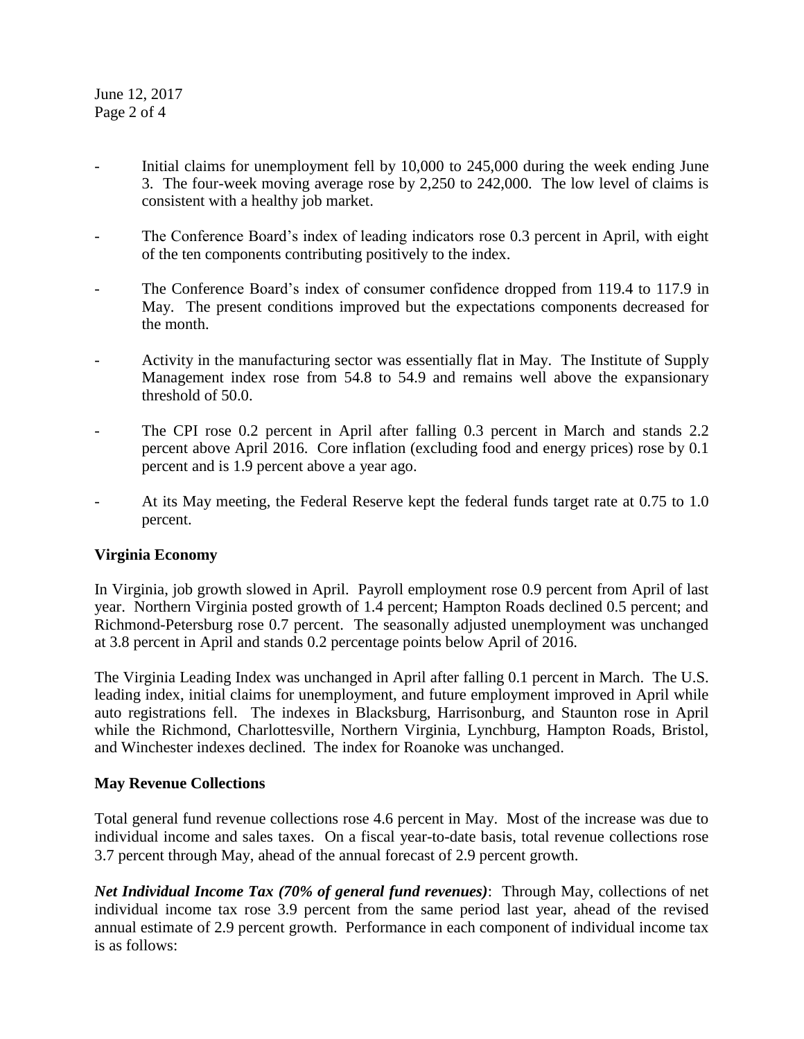- Initial claims for unemployment fell by 10,000 to 245,000 during the week ending June 3. The four-week moving average rose by 2,250 to 242,000. The low level of claims is consistent with a healthy job market.
- The Conference Board's index of leading indicators rose 0.3 percent in April, with eight of the ten components contributing positively to the index.
- The Conference Board's index of consumer confidence dropped from 119.4 to 117.9 in May. The present conditions improved but the expectations components decreased for the month.
- Activity in the manufacturing sector was essentially flat in May. The Institute of Supply Management index rose from 54.8 to 54.9 and remains well above the expansionary threshold of 50.0.
- The CPI rose 0.2 percent in April after falling 0.3 percent in March and stands 2.2 percent above April 2016. Core inflation (excluding food and energy prices) rose by 0.1 percent and is 1.9 percent above a year ago.
- At its May meeting, the Federal Reserve kept the federal funds target rate at 0.75 to 1.0 percent.

**Virginia Economy**

In Virginia, job growth slowed in April. Payroll employment rose 0.9 percent from April of last year. Northern Virginia posted growth of 1.4 percent; Hampton Roads declined 0.5 percent; and Richmond-Petersburg rose 0.7 percent. The seasonally adjusted unemployment was unchanged at 3.8 percent in April and stands 0.2 percentage points below April of 2016.

The Virginia Leading Index was unchanged in April after falling 0.1 percent in March. The U.S. leading index, initial claims for unemployment, and future employment improved in April while auto registrations fell. The indexes in Blacksburg, Harrisonburg, and Staunton rose in April while the Richmond, Charlottesville, Northern Virginia, Lynchburg, Hampton Roads, Bristol, and Winchester indexes declined. The index for Roanoke was unchanged.

**May Revenue Collections**

Total general fund revenue collections rose 4.6 percent in May. Most of the increase was due to individual income and sales taxes. On a fiscal year-to-date basis, total revenue collections rose 3.7 percent through May, ahead of the annual forecast of 2.9 percent growth.

***Net Individual Income Tax (70% of general fund revenues)***: Through May, collections of net individual income tax rose 3.9 percent from the same period last year, ahead of the revised annual estimate of 2.9 percent growth. Performance in each component of individual income tax is as follows: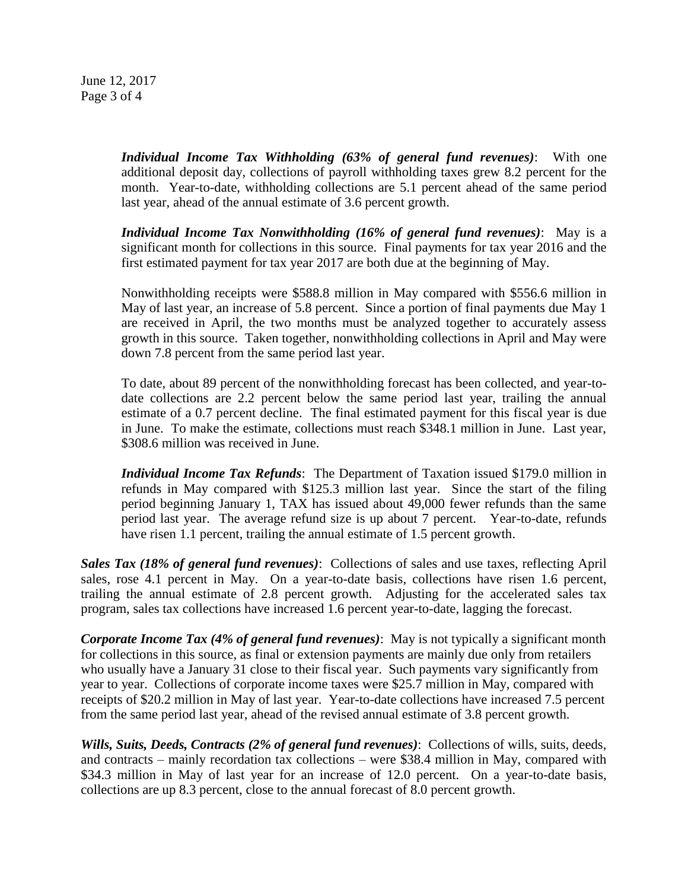*Individual Income Tax Withholding (63% of general fund revenues)*: With one additional deposit day, collections of payroll withholding taxes grew 8.2 percent for the month. Year-to-date, withholding collections are 5.1 percent ahead of the same period last year, ahead of the annual estimate of 3.6 percent growth.

*Individual Income Tax Nonwithholding (16% of general fund revenues)*: May is a significant month for collections in this source. Final payments for tax year 2016 and the first estimated payment for tax year 2017 are both due at the beginning of May.

Nonwithholding receipts were $588.8 million in May compared with $556.6 million in May of last year, an increase of 5.8 percent. Since a portion of final payments due May 1 are received in April, the two months must be analyzed together to accurately assess growth in this source. Taken together, nonwithholding collections in April and May were down 7.8 percent from the same period last year.

To date, about 89 percent of the nonwithholding forecast has been collected, and year-to-date collections are 2.2 percent below the same period last year, trailing the annual estimate of a 0.7 percent decline. The final estimated payment for this fiscal year is due in June. To make the estimate, collections must reach $348.1 million in June. Last year, $308.6 million was received in June.

*Individual Income Tax Refunds*: The Department of Taxation issued $179.0 million in refunds in May compared with $125.3 million last year. Since the start of the filing period beginning January 1, TAX has issued about 49,000 fewer refunds than the same period last year. The average refund size is up about 7 percent. Year-to-date, refunds have risen 1.1 percent, trailing the annual estimate of 1.5 percent growth.

*Sales Tax (18% of general fund revenues)*: Collections of sales and use taxes, reflecting April sales, rose 4.1 percent in May. On a year-to-date basis, collections have risen 1.6 percent, trailing the annual estimate of 2.8 percent growth. Adjusting for the accelerated sales tax program, sales tax collections have increased 1.6 percent year-to-date, lagging the forecast.

*Corporate Income Tax (4% of general fund revenues)*: May is not typically a significant month for collections in this source, as final or extension payments are mainly due only from retailers who usually have a January 31 close to their fiscal year. Such payments vary significantly from year to year. Collections of corporate income taxes were $25.7 million in May, compared with receipts of $20.2 million in May of last year. Year-to-date collections have increased 7.5 percent from the same period last year, ahead of the revised annual estimate of 3.8 percent growth.

*Wills, Suits, Deeds, Contracts (2% of general fund revenues)*: Collections of wills, suits, deeds, and contracts – mainly recordation tax collections – were $38.4 million in May, compared with $34.3 million in May of last year for an increase of 12.0 percent. On a year-to-date basis, collections are up 8.3 percent, close to the annual forecast of 8.0 percent growth.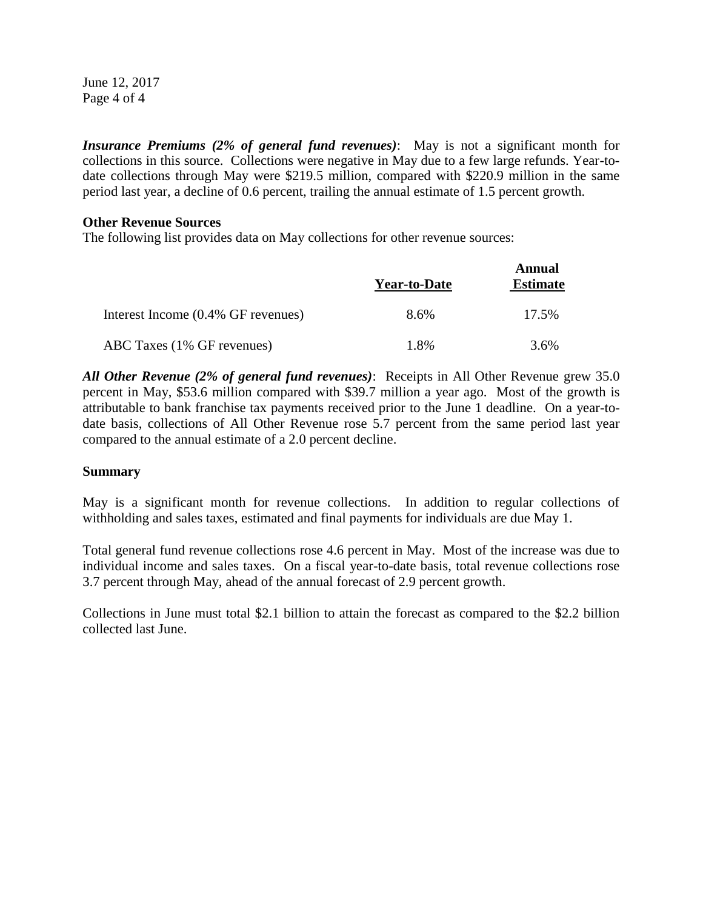***Insurance Premiums (2% of general fund revenues)***: May is not a significant month for collections in this source. Collections were negative in May due to a few large refunds. Year-to-date collections through May were $219.5 million, compared with $220.9 million in the same period last year, a decline of 0.6 percent, trailing the annual estimate of 1.5 percent growth.

**Other Revenue Sources**

The following list provides data on May collections for other revenue sources:

| | Year-to-Date | Annual Estimate |
|---|---|---|
| Interest Income (0.4% GF revenues) | 8.6% | 17.5% |
| ABC Taxes (1% GF revenues) | 1.8% | 3.6% |

***All Other Revenue (2% of general fund revenues)***: Receipts in All Other Revenue grew 35.0 percent in May, $53.6 million compared with $39.7 million a year ago. Most of the growth is attributable to bank franchise tax payments received prior to the June 1 deadline. On a year-to-date basis, collections of All Other Revenue rose 5.7 percent from the same period last year compared to the annual estimate of a 2.0 percent decline.

**Summary**

May is a significant month for revenue collections. In addition to regular collections of withholding and sales taxes, estimated and final payments for individuals are due May 1.

Total general fund revenue collections rose 4.6 percent in May. Most of the increase was due to individual income and sales taxes. On a fiscal year-to-date basis, total revenue collections rose 3.7 percent through May, ahead of the annual forecast of 2.9 percent growth.

Collections in June must total $2.1 billion to attain the forecast as compared to the $2.2 billion collected last June.